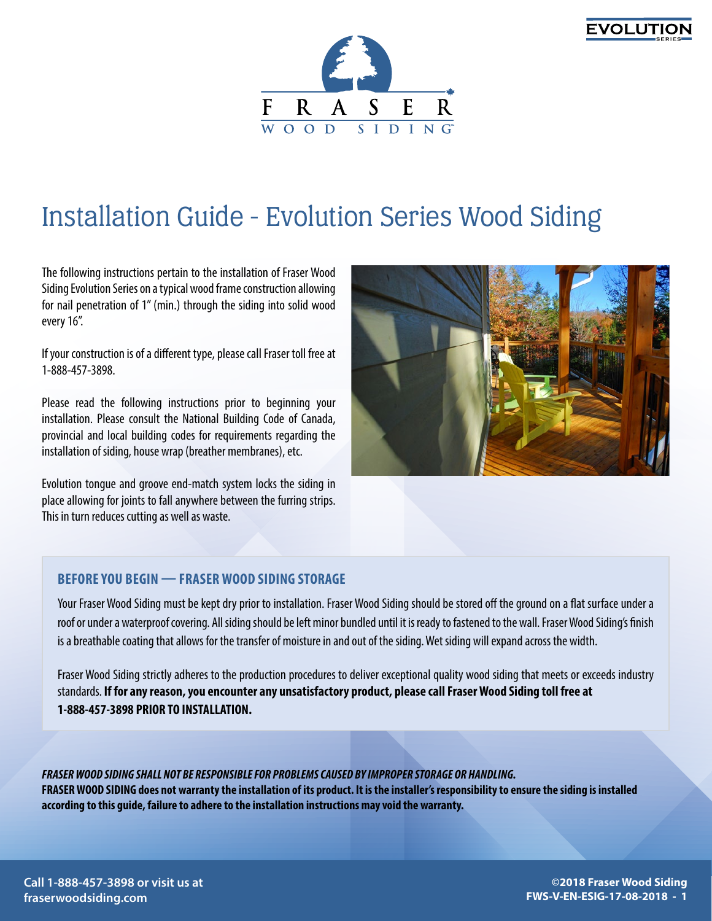# Installation Guide - Evolution Series Wood Siding

The following instructions pertain to the installation of Fraser Wood Siding Evolution Series on a typical wood frame construction allowing for nail penetration of 1″ (min.) through the siding into solid wood every 16″.

If your construction is of a different type, please call Fraser toll free at 1-888-457-3898.

Please read the following instructions prior to beginning your installation. Please consult the National Building Code of Canada, provincial and local building codes for requirements regarding the installation of siding, house wrap (breather membranes), etc.

Evolution tongue and groove end-match system locks the siding in place allowing for joints to fall anywhere between the furring strips. This in turn reduces cutting as well as waste.

## BEFORE YOU BEGIN — FRASER WOOD SIDING STORAGE

Your Fraser Wood Siding must be kept dry prior to installation. Fraser Wood Siding should be stored off the ground on a flat surface under a roof or under a waterproof covering. All siding should be left minor bundled until it is ready to fastened to the wall. Fraser Wood Siding's finish is a breathable coating that allows for the transfer of moisture in and out of the siding. Wet siding will expand across the width.

Fraser Wood Siding strictly adheres to the production procedures to deliver exceptional quality wood siding that meets or exceeds industry standards. **If for any reason, you encounter any unsatisfactory product, please call Fraser Wood Siding toll free at 1-888-457-3898 PRIOR TO INSTALLATION.**

***FRASER WOOD SIDING SHALL NOT BE RESPONSIBLE FOR PROBLEMS CAUSED BY IMPROPER STORAGE OR HANDLING.***

**FRASER WOOD SIDING does not warranty the installation of its product. It is the installer's responsibility to ensure the siding is installed according to this guide, failure to adhere to the installation instructions may void the warranty.**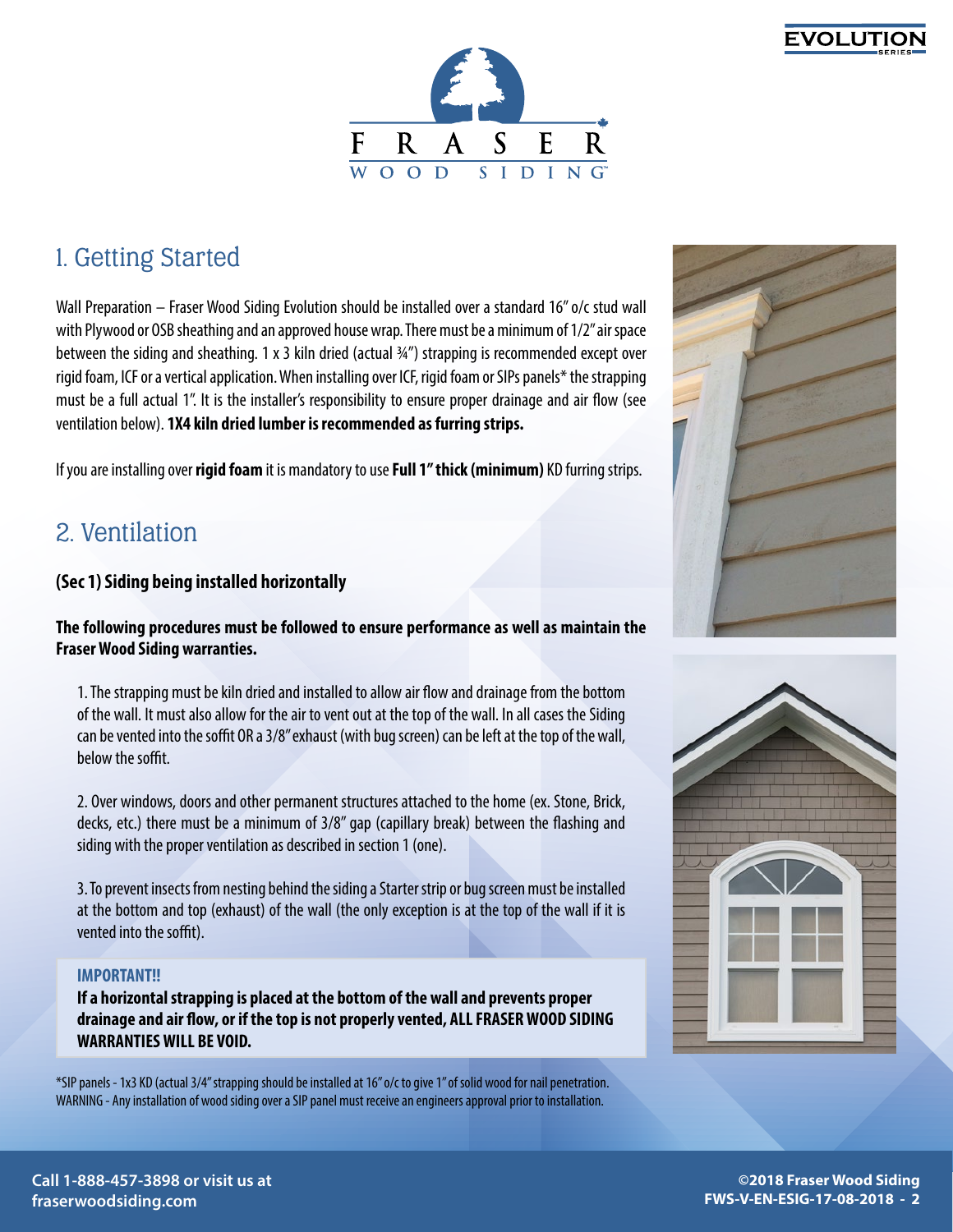## 1. Getting Started

Wall Preparation – Fraser Wood Siding Evolution should be installed over a standard 16" o/c stud wall with Plywood or OSB sheathing and an approved house wrap. There must be a minimum of 1/2" air space between the siding and sheathing. 1 x 3 kiln dried (actual ¾") strapping is recommended except over rigid foam, ICF or a vertical application. When installing over ICF, rigid foam or SIPs panels* the strapping must be a full actual 1". It is the installer's responsibility to ensure proper drainage and air flow (see ventilation below). **1X4 kiln dried lumber is recommended as furring strips.**

If you are installing over **rigid foam** it is mandatory to use **Full 1" thick (minimum)** KD furring strips.

## 2. Ventilation

**(Sec 1) Siding being installed horizontally**

**The following procedures must be followed to ensure performance as well as maintain the Fraser Wood Siding warranties.**

1. The strapping must be kiln dried and installed to allow air flow and drainage from the bottom of the wall. It must also allow for the air to vent out at the top of the wall. In all cases the Siding can be vented into the soffit OR a 3/8" exhaust (with bug screen) can be left at the top of the wall, below the soffit.

2. Over windows, doors and other permanent structures attached to the home (ex. Stone, Brick, decks, etc.) there must be a minimum of 3/8" gap (capillary break) between the flashing and siding with the proper ventilation as described in section 1 (one).

3. To prevent insects from nesting behind the siding a Starter strip or bug screen must be installed at the bottom and top (exhaust) of the wall (the only exception is at the top of the wall if it is vented into the soffit).

**IMPORTANT!!**

**If a horizontal strapping is placed at the bottom of the wall and prevents proper drainage and air flow, or if the top is not properly vented, ALL FRASER WOOD SIDING WARRANTIES WILL BE VOID.**

*SIP panels - 1x3 KD (actual 3/4" strapping should be installed at 16" o/c to give 1" of solid wood for nail penetration.
WARNING - Any installation of wood siding over a SIP panel must receive an engineers approval prior to installation.

Call 1-888-457-3898 or visit us at fraserwoodsiding.com

©2018 Fraser Wood Siding
FWS-V-EN-ESIG-17-08-2018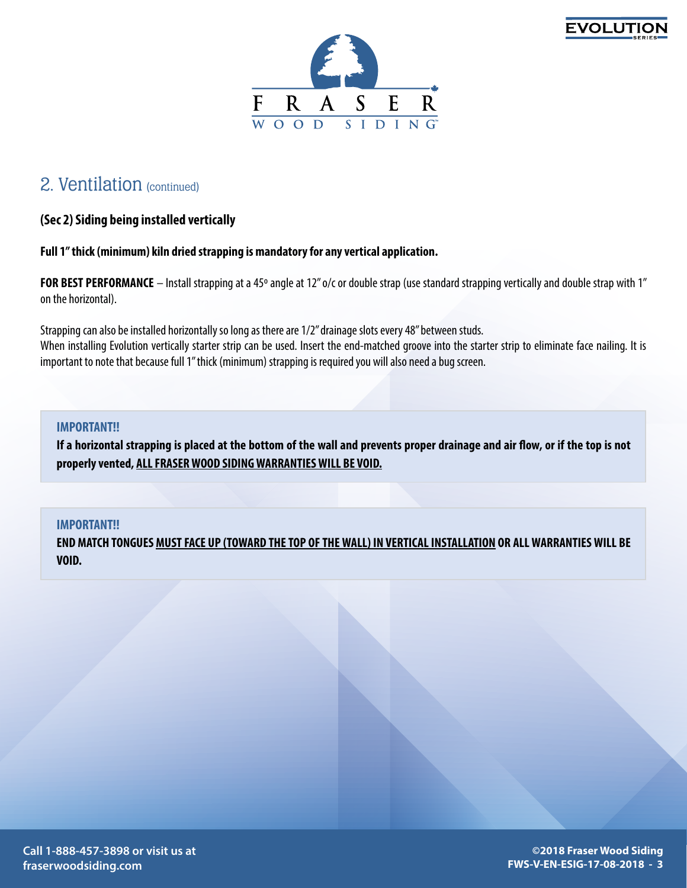## 2. Ventilation (continued)

**(Sec 2) Siding being installed vertically**

**Full 1" thick (minimum) kiln dried strapping is mandatory for any vertical application.**

**FOR BEST PERFORMANCE** – Install strapping at a 45º angle at 12" o/c or double strap (use standard strapping vertically and double strap with 1" on the horizontal).

Strapping can also be installed horizontally so long as there are 1/2" drainage slots every 48" between studs.
When installing Evolution vertically starter strip can be used. Insert the end-matched groove into the starter strip to eliminate face nailing. It is important to note that because full 1" thick (minimum) strapping is required you will also need a bug screen.

> **IMPORTANT!!**
> **If a horizontal strapping is placed at the bottom of the wall and prevents proper drainage and air flow, or if the top is not properly vented, ALL FRASER WOOD SIDING WARRANTIES WILL BE VOID.**

> **IMPORTANT!!**
> **END MATCH TONGUES MUST FACE UP (TOWARD THE TOP OF THE WALL) IN VERTICAL INSTALLATION OR ALL WARRANTIES WILL BE VOID.**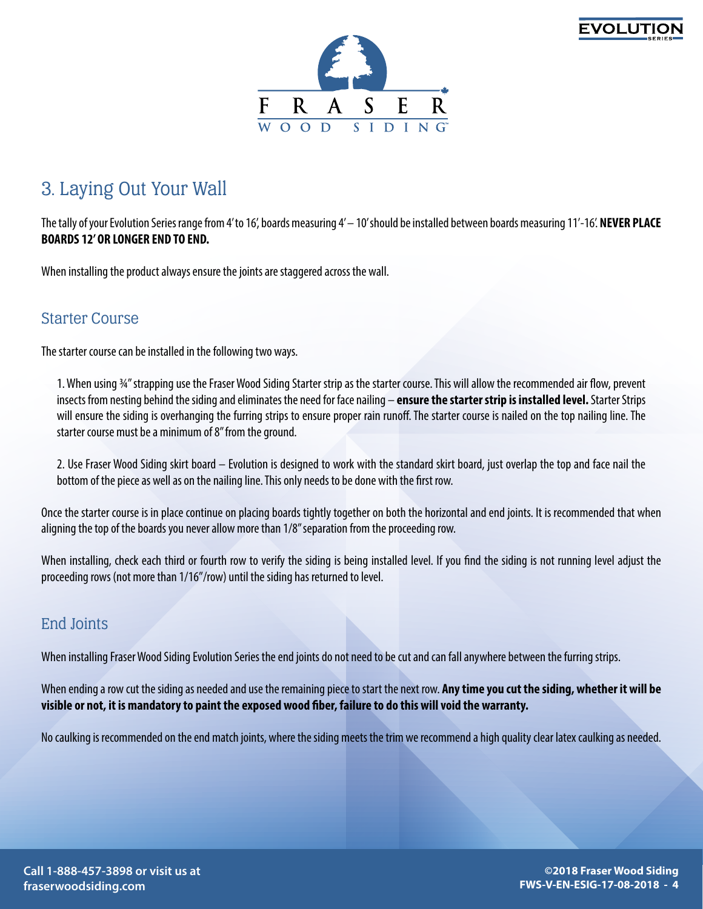## 3. Laying Out Your Wall

The tally of your Evolution Series range from 4' to 16', boards measuring 4' – 10' should be installed between boards measuring 11'-16'. **NEVER PLACE BOARDS 12' OR LONGER END TO END.**

When installing the product always ensure the joints are staggered across the wall.

### Starter Course

The starter course can be installed in the following two ways.

1. When using ¾" strapping use the Fraser Wood Siding Starter strip as the starter course. This will allow the recommended air flow, prevent insects from nesting behind the siding and eliminates the need for face nailing – **ensure the starter strip is installed level.** Starter Strips will ensure the siding is overhanging the furring strips to ensure proper rain runoff. The starter course is nailed on the top nailing line. The starter course must be a minimum of 8" from the ground.

2. Use Fraser Wood Siding skirt board – Evolution is designed to work with the standard skirt board, just overlap the top and face nail the bottom of the piece as well as on the nailing line. This only needs to be done with the first row.

Once the starter course is in place continue on placing boards tightly together on both the horizontal and end joints. It is recommended that when aligning the top of the boards you never allow more than 1/8" separation from the proceeding row.

When installing, check each third or fourth row to verify the siding is being installed level. If you find the siding is not running level adjust the proceeding rows (not more than 1/16"/row) until the siding has returned to level.

### End Joints

When installing Fraser Wood Siding Evolution Series the end joints do not need to be cut and can fall anywhere between the furring strips.

When ending a row cut the siding as needed and use the remaining piece to start the next row. **Any time you cut the siding, whether it will be visible or not, it is mandatory to paint the exposed wood fiber, failure to do this will void the warranty.**

No caulking is recommended on the end match joints, where the siding meets the trim we recommend a high quality clear latex caulking as needed.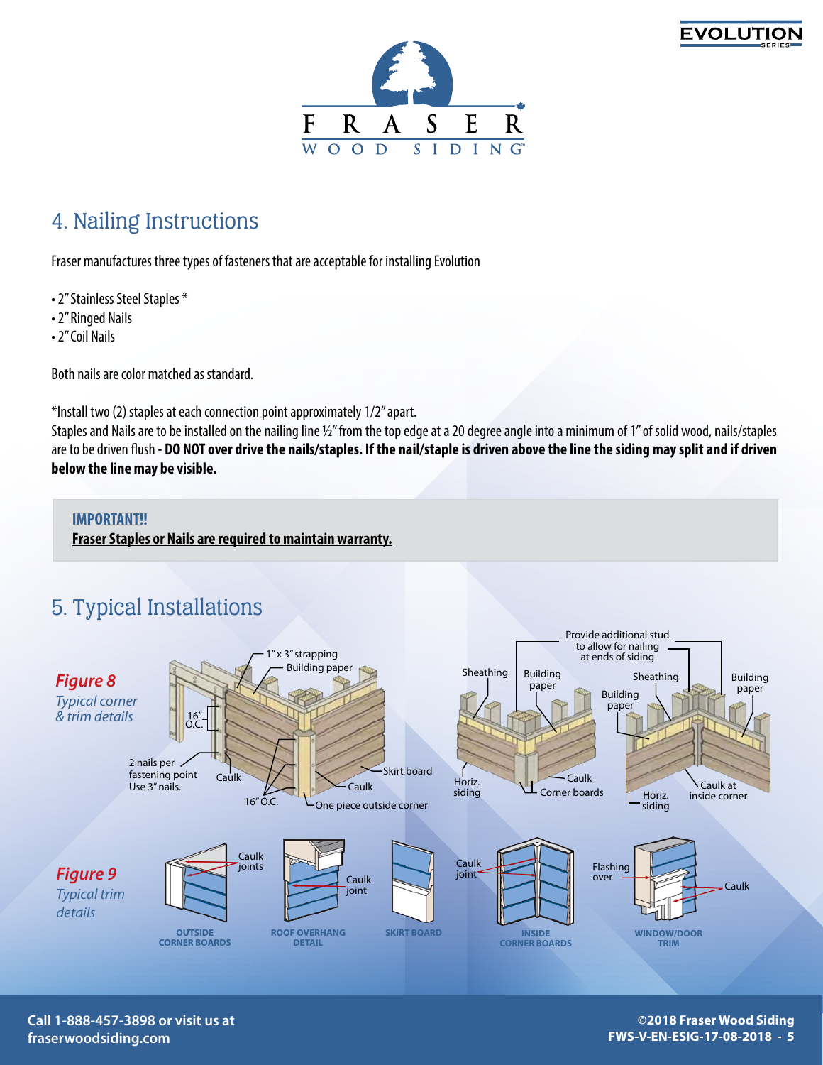## 4. Nailing Instructions

Fraser manufactures three types of fasteners that are acceptable for installing Evolution

- 2" Stainless Steel Staples *
- 2" Ringed Nails
- 2" Coil Nails

Both nails are color matched as standard.

*Install two (2) staples at each connection point approximately 1/2" apart.

Staples and Nails are to be installed on the nailing line ½" from the top edge at a 20 degree angle into a minimum of 1" of solid wood, nails/staples are to be driven flush **- DO NOT over drive the nails/staples. If the nail/staple is driven above the line the siding may split and if driven below the line may be visible.**

> **IMPORTANT!!**
> **Fraser Staples or Nails are required to maintain warranty.**

## 5. Typical Installations

***Figure 8***
*Typical corner & trim details*

1" x 3" strapping · Building paper · 16" O.C. · 2 nails per fastening point Use 3" nails. · Caulk · 16" O.C. · Skirt board · Caulk · One piece outside corner · Sheathing · Building paper · Provide additional stud to allow for nailing at ends of siding · Sheathing · Building paper · Building paper · Horiz. siding · Caulk · Corner boards · Horiz. siding · Caulk at inside corner

***Figure 9***
*Typical trim details*

Caulk joints · Caulk joint · Caulk joint · Flashing over · Caulk

OUTSIDE CORNER BOARDS · ROOF OVERHANG DETAIL · SKIRT BOARD · INSIDE CORNER BOARDS · WINDOW/DOOR TRIM

Call 1-888-457-3898 or visit us at fraserwoodsiding.com

©2018 Fraser Wood Siding
FWS-V-EN-ESIG-17-08-2018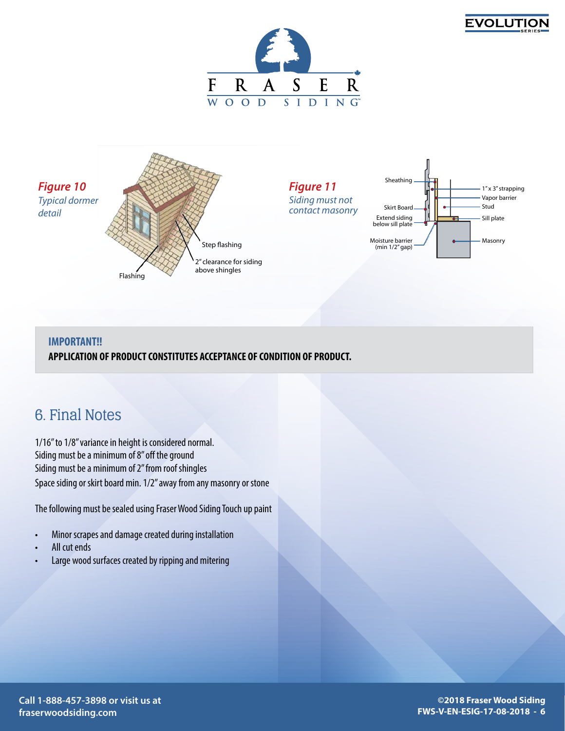*Figure 10*
*Typical dormer detail*

Step flashing
2" clearance for siding above shingles
Flashing

*Figure 11*
*Siding must not contact masonry*

Sheathing
Skirt Board
Extend siding below sill plate
Moisture barrier (min 1/2" gap)
1" x 3" strapping
Vapor barrier
Stud
Sill plate
Masonry

**IMPORTANT!!**
**APPLICATION OF PRODUCT CONSTITUTES ACCEPTANCE OF CONDITION OF PRODUCT.**

## 6. Final Notes

1/16" to 1/8" variance in height is considered normal.
Siding must be a minimum of 8" off the ground
Siding must be a minimum of 2" from roof shingles
Space siding or skirt board min. 1/2" away from any masonry or stone

The following must be sealed using Fraser Wood Siding Touch up paint

- Minor scrapes and damage created during installation
- All cut ends
- Large wood surfaces created by ripping and mitering

Call 1-888-457-3898 or visit us at fraserwoodsiding.com

©2018 Fraser Wood Siding
FWS-V-EN-ESIG-17-08-2018